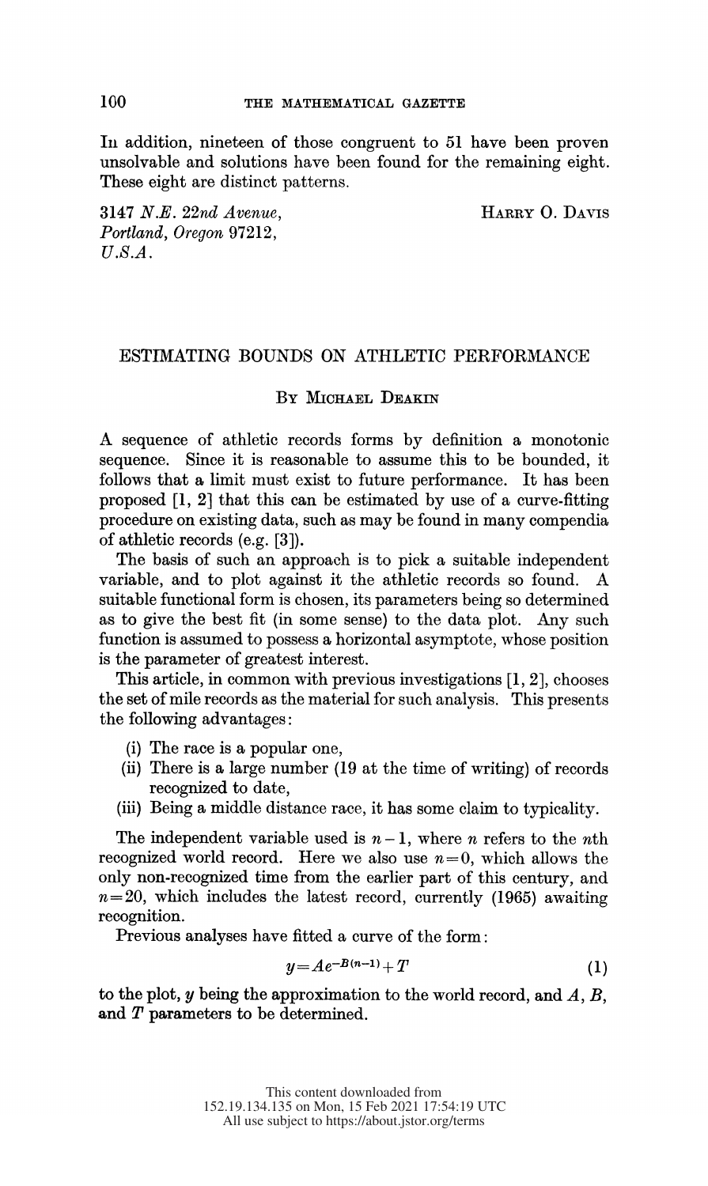In addition, nineteen of those congruent to 51 have been proven unsolvable and solutions have been found for the remaining eight. These eight are distinct patterns.

*3147 N.E. 22nd Avenue,*
*Portland, Oregon 97212,*
*U.S.A.*

HARRY O. DAVIS

## ESTIMATING BOUNDS ON ATHLETIC PERFORMANCE

BY MICHAEL DEAKIN

A sequence of athletic records forms by definition a monotonic sequence. Since it is reasonable to assume this to be bounded, it follows that a limit must exist to future performance. It has been proposed [1, 2] that this can be estimated by use of a curve-fitting procedure on existing data, such as may be found in many compendia of athletic records (e.g. [3]).

The basis of such an approach is to pick a suitable independent variable, and to plot against it the athletic records so found. A suitable functional form is chosen, its parameters being so determined as to give the best fit (in some sense) to the data plot. Any such function is assumed to possess a horizontal asymptote, whose position is the parameter of greatest interest.

This article, in common with previous investigations [1, 2], chooses the set of mile records as the material for such analysis. This presents the following advantages:

- (i) The race is a popular one,
- (ii) There is a large number (19 at the time of writing) of records recognized to date,
- (iii) Being a middle distance race, it has some claim to typicality.

The independent variable used is $n-1$, where $n$ refers to the $n$th recognized world record. Here we also use $n=0$, which allows the only non-recognized time from the earlier part of this century, and $n=20$, which includes the latest record, currently (1965) awaiting recognition.

Previous analyses have fitted a curve of the form:

$$y = Ae^{-B(n-1)} + T \tag{1}$$

to the plot, $y$ being the approximation to the world record, and $A$, $B$, and $T$ parameters to be determined.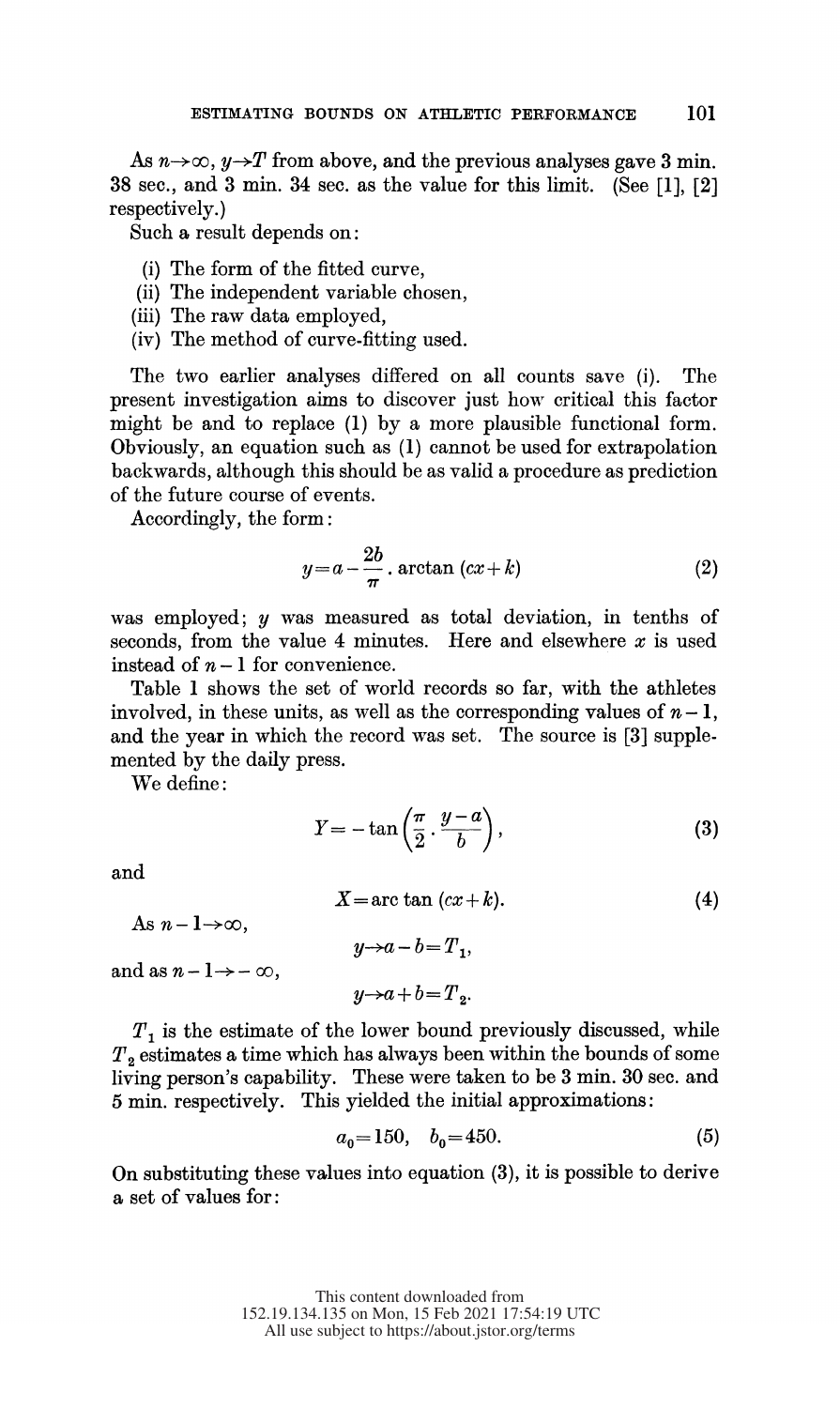As $n \to \infty$, $y \to T$ from above, and the previous analyses gave 3 min. 38 sec., and 3 min. 34 sec. as the value for this limit. (See [1], [2] respectively.)

Such a result depends on:

- (i) The form of the fitted curve,
- (ii) The independent variable chosen,
- (iii) The raw data employed,
- (iv) The method of curve-fitting used.

The two earlier analyses differed on all counts save (i). The present investigation aims to discover just how critical this factor might be and to replace (1) by a more plausible functional form. Obviously, an equation such as (1) cannot be used for extrapolation backwards, although this should be as valid a procedure as prediction of the future course of events.

Accordingly, the form:

$$y = a - \frac{2b}{\pi} \cdot \arctan(cx + k) \tag{2}$$

was employed; $y$ was measured as total deviation, in tenths of seconds, from the value 4 minutes. Here and elsewhere $x$ is used instead of $n-1$ for convenience.

Table 1 shows the set of world records so far, with the athletes involved, in these units, as well as the corresponding values of $n-1$, and the year in which the record was set. The source is [3] supplemented by the daily press.

We define:

$$Y = -\tan\left(\frac{\pi}{2} \cdot \frac{y-a}{b}\right), \tag{3}$$

and

$$X = \arctan(cx + k). \tag{4}$$

As $n - 1 \to \infty$,

$$y \to a - b = T_1,$$

and as $n - 1 \to -\infty$,

$$y \to a + b = T_2.$$

$T_1$ is the estimate of the lower bound previously discussed, while $T_2$ estimates a time which has always been within the bounds of some living person's capability. These were taken to be 3 min. 30 sec. and 5 min. respectively. This yielded the initial approximations:

$$a_0 = 150, \quad b_0 = 450. \tag{5}$$

On substituting these values into equation (3), it is possible to derive a set of values for: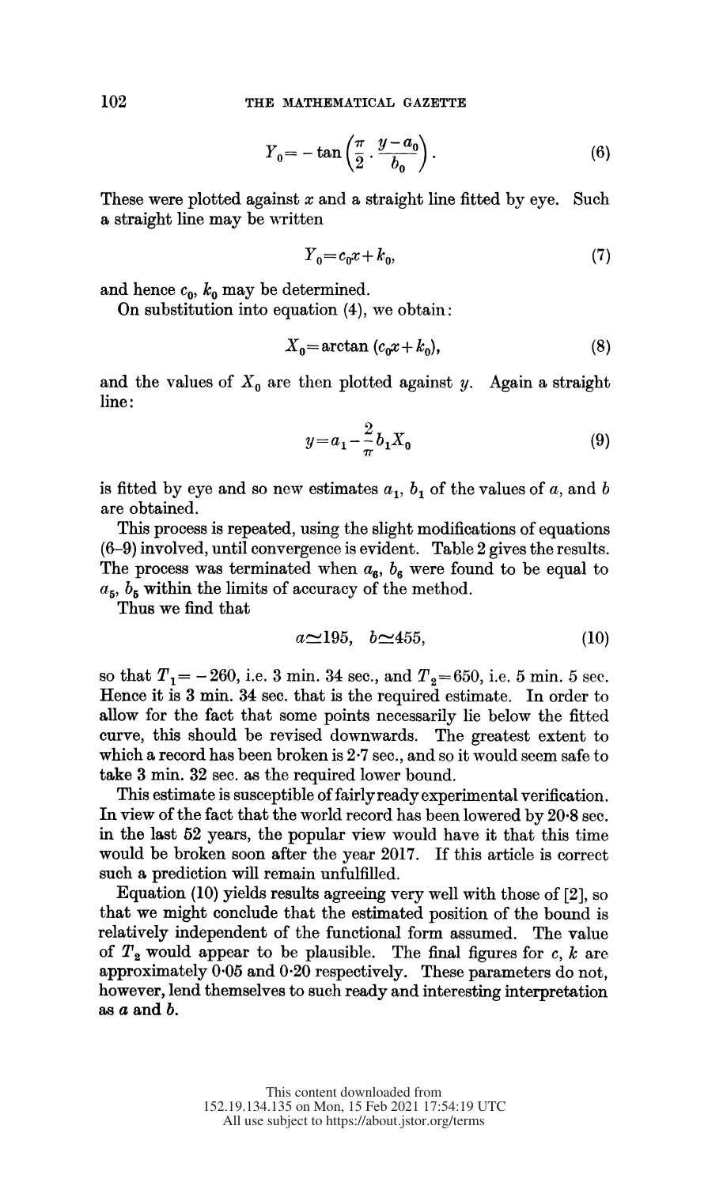$$Y_0 = -\tan\left(\frac{\pi}{2} \cdot \frac{y - a_0}{b_0}\right). \tag{6}$$

These were plotted against $x$ and a straight line fitted by eye. Such a straight line may be written

$$Y_0 = c_0 x + k_0, \tag{7}$$

and hence $c_0$, $k_0$ may be determined.

On substitution into equation (4), we obtain:

$$X_0 = \arctan(c_0 x + k_0), \tag{8}$$

and the values of $X_0$ are then plotted against $y$. Again a straight line:

$$y = a_1 - \frac{2}{\pi} b_1 X_0 \tag{9}$$

is fitted by eye and so new estimates $a_1$, $b_1$ of the values of $a$, and $b$ are obtained.

This process is repeated, using the slight modifications of equations (6–9) involved, until convergence is evident. Table 2 gives the results. The process was terminated when $a_6$, $b_6$ were found to be equal to $a_5$, $b_5$ within the limits of accuracy of the method.

Thus we find that

$$a \simeq 195, \quad b \simeq 455, \tag{10}$$

so that $T_1 = -260$, i.e. 3 min. 34 sec., and $T_2 = 650$, i.e. 5 min. 5 sec. Hence it is 3 min. 34 sec. that is the required estimate. In order to allow for the fact that some points necessarily lie below the fitted curve, this should be revised downwards. The greatest extent to which a record has been broken is 2·7 sec., and so it would seem safe to take 3 min. 32 sec. as the required lower bound.

This estimate is susceptible of fairly ready experimental verification. In view of the fact that the world record has been lowered by 20·8 sec. in the last 52 years, the popular view would have it that this time would be broken soon after the year 2017. If this article is correct such a prediction will remain unfulfilled.

Equation (10) yields results agreeing very well with those of [2], so that we might conclude that the estimated position of the bound is relatively independent of the functional form assumed. The value of $T_2$ would appear to be plausible. The final figures for $c$, $k$ are approximately 0·05 and 0·20 respectively. These parameters do not, however, lend themselves to such ready and interesting interpretation as $a$ and $b$.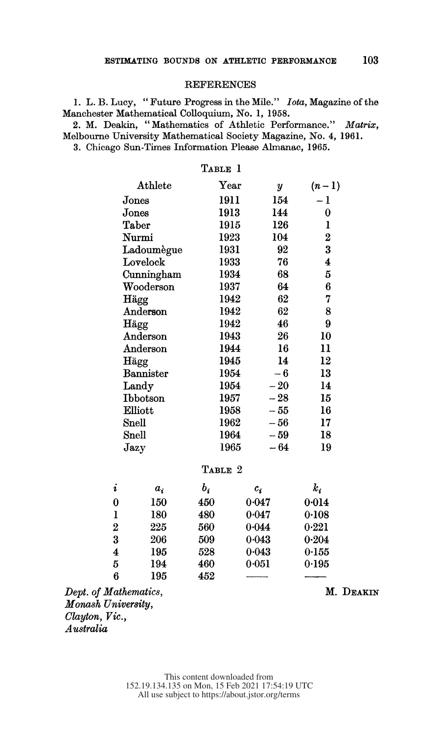## REFERENCES

1. L. B. Lucy, "Future Progress in the Mile." *Iota*, Magazine of the Manchester Mathematical Colloquium, No. 1, 1958.
2. M. Deakin, "Mathematics of Athletic Performance." *Matrix*, Melbourne University Mathematical Society Magazine, No. 4, 1961.
3. Chicago Sun-Times Information Please Almanac, 1965.

TABLE 1

| Athlete | Year | $y$ | $(n-1)$ |
|---|---|---|---|
| Jones | 1911 | 154 | $-1$ |
| Jones | 1913 | 144 | 0 |
| Taber | 1915 | 126 | 1 |
| Nurmi | 1923 | 104 | 2 |
| Ladoumègue | 1931 | 92 | 3 |
| Lovelock | 1933 | 76 | 4 |
| Cunningham | 1934 | 68 | 5 |
| Wooderson | 1937 | 64 | 6 |
| Hägg | 1942 | 62 | 7 |
| Anderson | 1942 | 62 | 8 |
| Hägg | 1942 | 46 | 9 |
| Anderson | 1943 | 26 | 10 |
| Anderson | 1944 | 16 | 11 |
| Hägg | 1945 | 14 | 12 |
| Bannister | 1954 | $-6$ | 13 |
| Landy | 1954 | $-20$ | 14 |
| Ibbotson | 1957 | $-28$ | 15 |
| Elliott | 1958 | $-55$ | 16 |
| Snell | 1962 | $-56$ | 17 |
| Snell | 1964 | $-59$ | 18 |
| Jazy | 1965 | $-64$ | 19 |

TABLE 2

| $i$ | $a_i$ | $b_i$ | $c_i$ | $k_i$ |
|---|---|---|---|---|
| 0 | 150 | 450 | 0·047 | 0·014 |
| 1 | 180 | 480 | 0·047 | 0·108 |
| 2 | 225 | 560 | 0·044 | 0·221 |
| 3 | 206 | 509 | 0·043 | 0·204 |
| 4 | 195 | 528 | 0·043 | 0·155 |
| 5 | 194 | 460 | 0·051 | 0·195 |
| 6 | 195 | 452 | —— | —— |

*Dept. of Mathematics,*
*Monash University,*
*Clayton, Vic.,*
*Australia*

M. DEAKIN